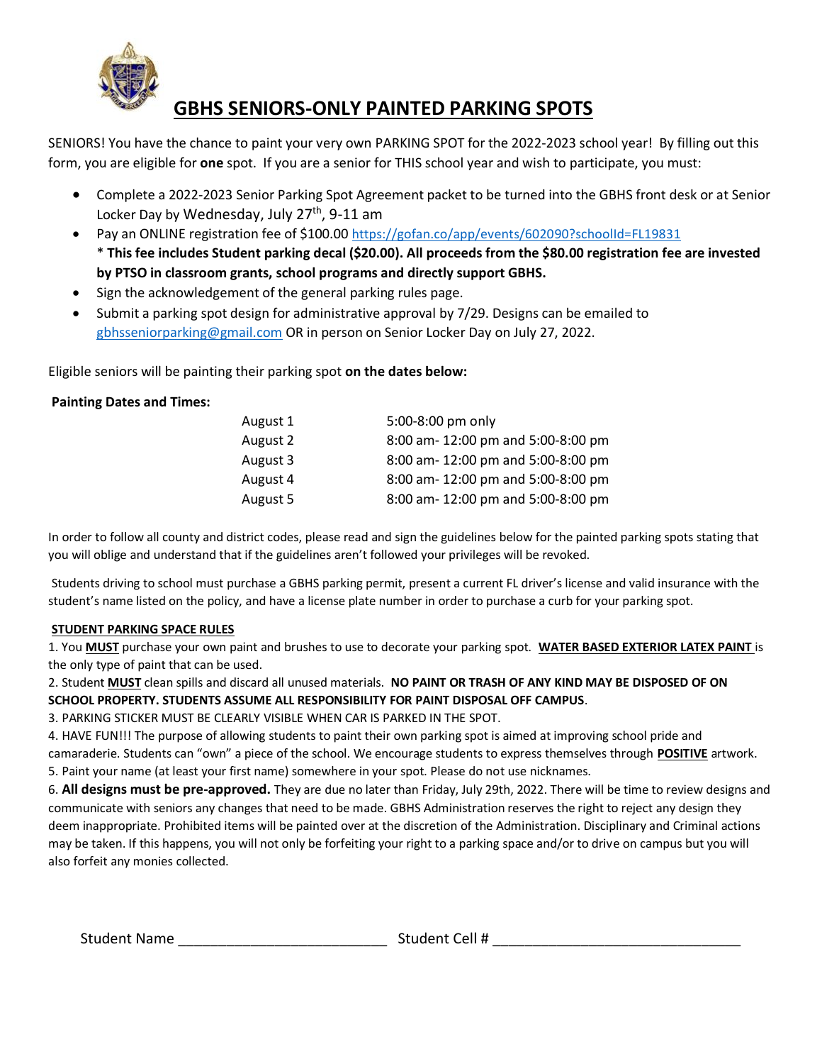# GBHS SENIORS-ONLY PAINTED PARKING SPOTS

SENIORS! You have the chance to paint your very own PARKING SPOT for the 2022-2023 school year! By filling out this form, you are eligible for **one** spot. If you are a senior for THIS school year and wish to participate, you must:

- Complete a 2022-2023 Senior Parking Spot Agreement packet to be turned into the GBHS front desk or at Senior Locker Day by Wednesday, July 27th, 9-11 am
- Pay an ONLINE registration fee of $100.00 https://gofan.co/app/events/602090?schoolId=FL19831
  * **This fee includes Student parking decal ($20.00). All proceeds from the $80.00 registration fee are invested by PTSO in classroom grants, school programs and directly support GBHS.**
- Sign the acknowledgement of the general parking rules page.
- Submit a parking spot design for administrative approval by 7/29. Designs can be emailed to gbhsseniorparking@gmail.com OR in person on Senior Locker Day on July 27, 2022.

Eligible seniors will be painting their parking spot **on the dates below:**

**Painting Dates and Times:**

| Date | Time |
|---|---|
| August 1 | 5:00-8:00 pm only |
| August 2 | 8:00 am- 12:00 pm and 5:00-8:00 pm |
| August 3 | 8:00 am- 12:00 pm and 5:00-8:00 pm |
| August 4 | 8:00 am- 12:00 pm and 5:00-8:00 pm |
| August 5 | 8:00 am- 12:00 pm and 5:00-8:00 pm |

In order to follow all county and district codes, please read and sign the guidelines below for the painted parking spots stating that you will oblige and understand that if the guidelines aren't followed your privileges will be revoked.

Students driving to school must purchase a GBHS parking permit, present a current FL driver's license and valid insurance with the student's name listed on the policy, and have a license plate number in order to purchase a curb for your parking spot.

**STUDENT PARKING SPACE RULES**

1. You **MUST** purchase your own paint and brushes to use to decorate your parking spot. **WATER BASED EXTERIOR LATEX PAINT** is the only type of paint that can be used.
2. Student **MUST** clean spills and discard all unused materials. **NO PAINT OR TRASH OF ANY KIND MAY BE DISPOSED OF ON SCHOOL PROPERTY. STUDENTS ASSUME ALL RESPONSIBILITY FOR PAINT DISPOSAL OFF CAMPUS**.
3. PARKING STICKER MUST BE CLEARLY VISIBLE WHEN CAR IS PARKED IN THE SPOT.
4. HAVE FUN!!! The purpose of allowing students to paint their own parking spot is aimed at improving school pride and camaraderie. Students can "own" a piece of the school. We encourage students to express themselves through **POSITIVE** artwork.
5. Paint your name (at least your first name) somewhere in your spot. Please do not use nicknames.
6. **All designs must be pre-approved.** They are due no later than Friday, July 29th, 2022. There will be time to review designs and communicate with seniors any changes that need to be made. GBHS Administration reserves the right to reject any design they deem inappropriate. Prohibited items will be painted over at the discretion of the Administration. Disciplinary and Criminal actions may be taken. If this happens, you will not only be forfeiting your right to a parking space and/or to drive on campus but you will also forfeit any monies collected.

Student Name ___________________________ Student Cell # ________________________________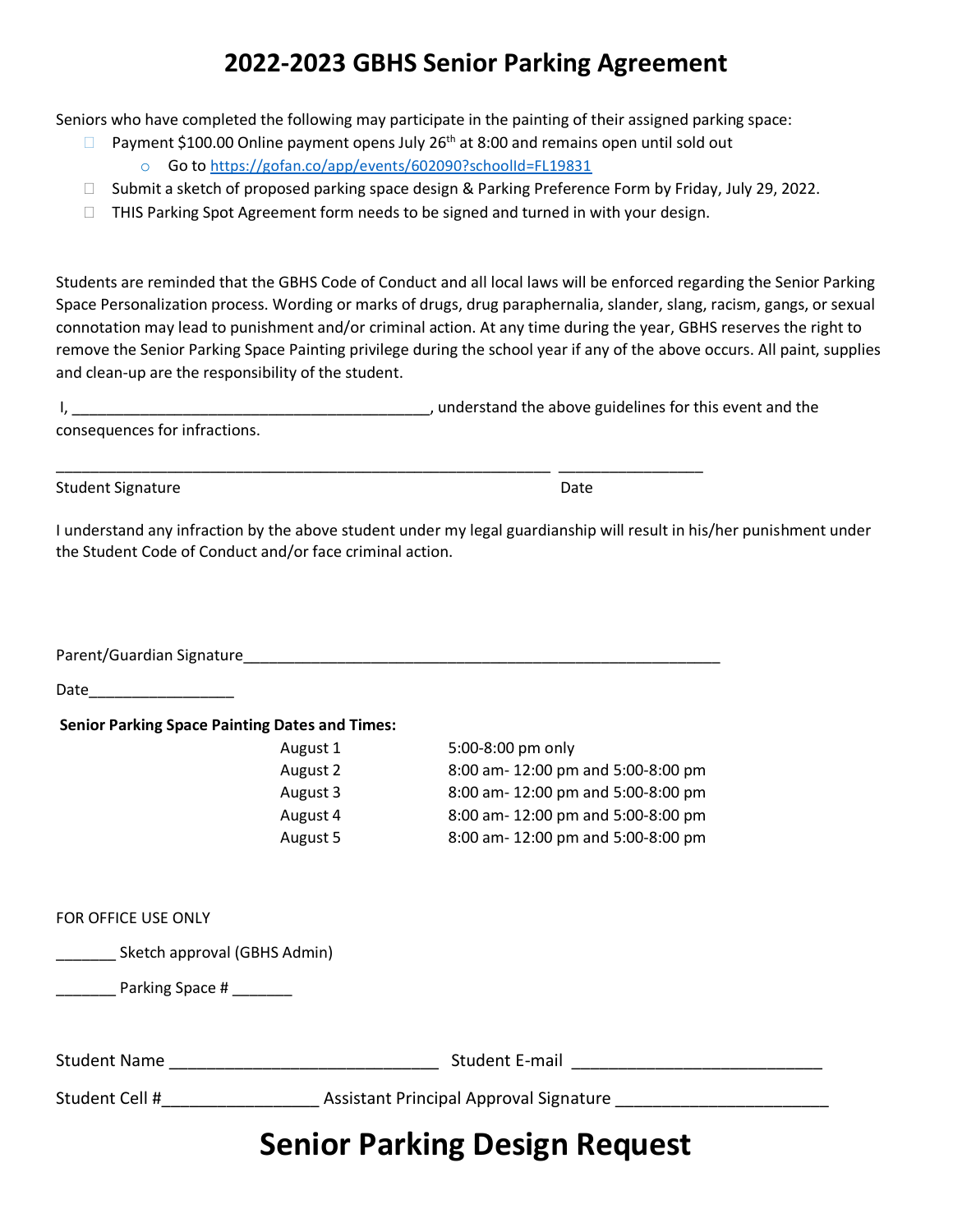# 2022-2023 GBHS Senior Parking Agreement

Seniors who have completed the following may participate in the painting of their assigned parking space:

- Payment $100.00 Online payment opens July 26th at 8:00 and remains open until sold out
  - Go to https://gofan.co/app/events/602090?schoolId=FL19831
- Submit a sketch of proposed parking space design & Parking Preference Form by Friday, July 29, 2022.
- THIS Parking Spot Agreement form needs to be signed and turned in with your design.

Students are reminded that the GBHS Code of Conduct and all local laws will be enforced regarding the Senior Parking Space Personalization process. Wording or marks of drugs, drug paraphernalia, slander, slang, racism, gangs, or sexual connotation may lead to punishment and/or criminal action. At any time during the year, GBHS reserves the right to remove the Senior Parking Space Painting privilege during the school year if any of the above occurs. All paint, supplies and clean-up are the responsibility of the student.

I, ___________________________________________, understand the above guidelines for this event and the consequences for infractions.

_____________________________________________________________ _________________

Student Signature                                                                                                    Date

I understand any infraction by the above student under my legal guardianship will result in his/her punishment under the Student Code of Conduct and/or face criminal action.

Parent/Guardian Signature___________________________________________________________

Date_________________

**Senior Parking Space Painting Dates and Times:**

| | |
|---|---|
| August 1 | 5:00-8:00 pm only |
| August 2 | 8:00 am- 12:00 pm and 5:00-8:00 pm |
| August 3 | 8:00 am- 12:00 pm and 5:00-8:00 pm |
| August 4 | 8:00 am- 12:00 pm and 5:00-8:00 pm |
| August 5 | 8:00 am- 12:00 pm and 5:00-8:00 pm |

FOR OFFICE USE ONLY

_______ Sketch approval (GBHS Admin)

_______ Parking Space # _______

Student Name ______________________________ Student E-mail ____________________________

Student Cell #_________________ Assistant Principal Approval Signature ________________________

# Senior Parking Design Request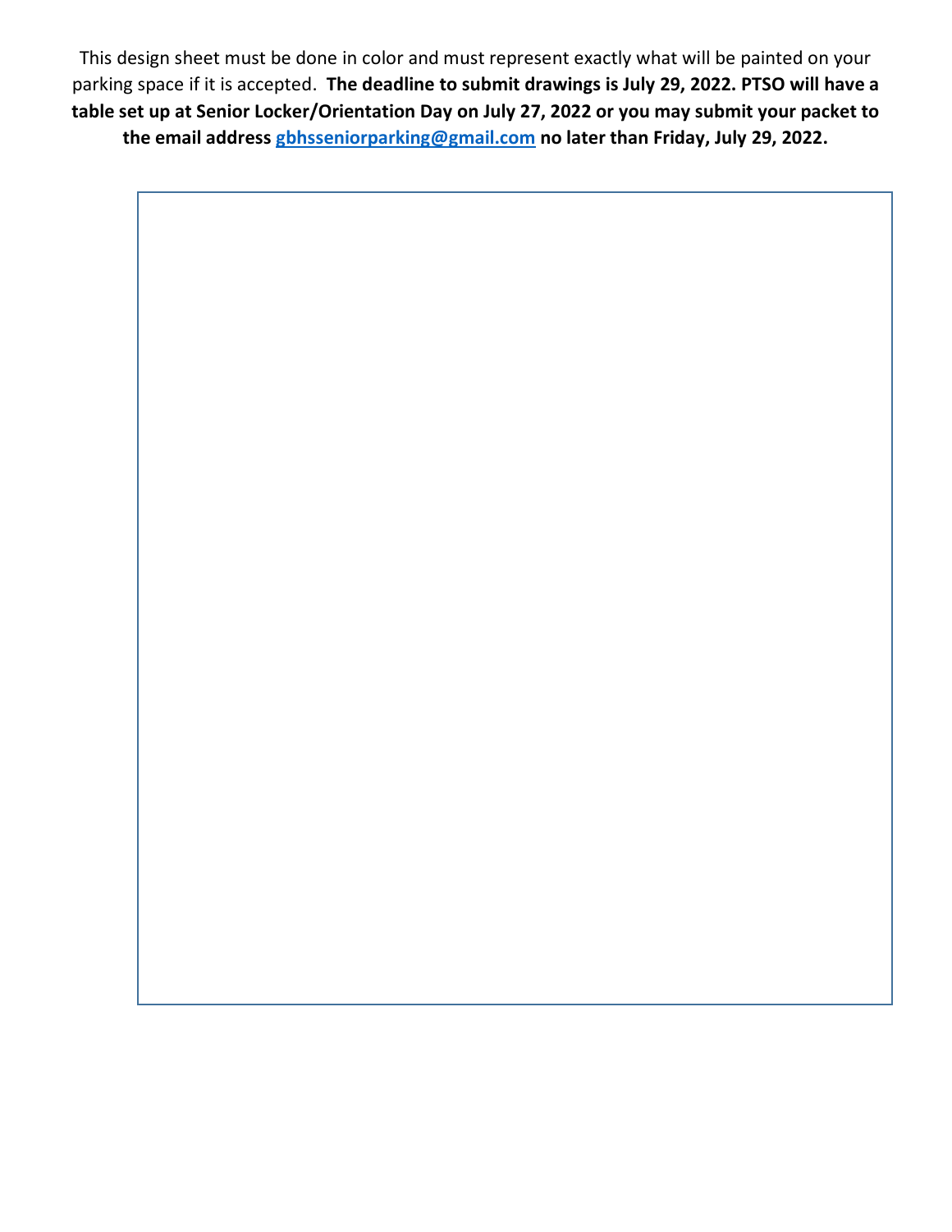This design sheet must be done in color and must represent exactly what will be painted on your parking space if it is accepted. **The deadline to submit drawings is July 29, 2022. PTSO will have a table set up at Senior Locker/Orientation Day on July 27, 2022 or you may submit your packet to the email address gbhsseniorparking@gmail.com no later than Friday, July 29, 2022.**